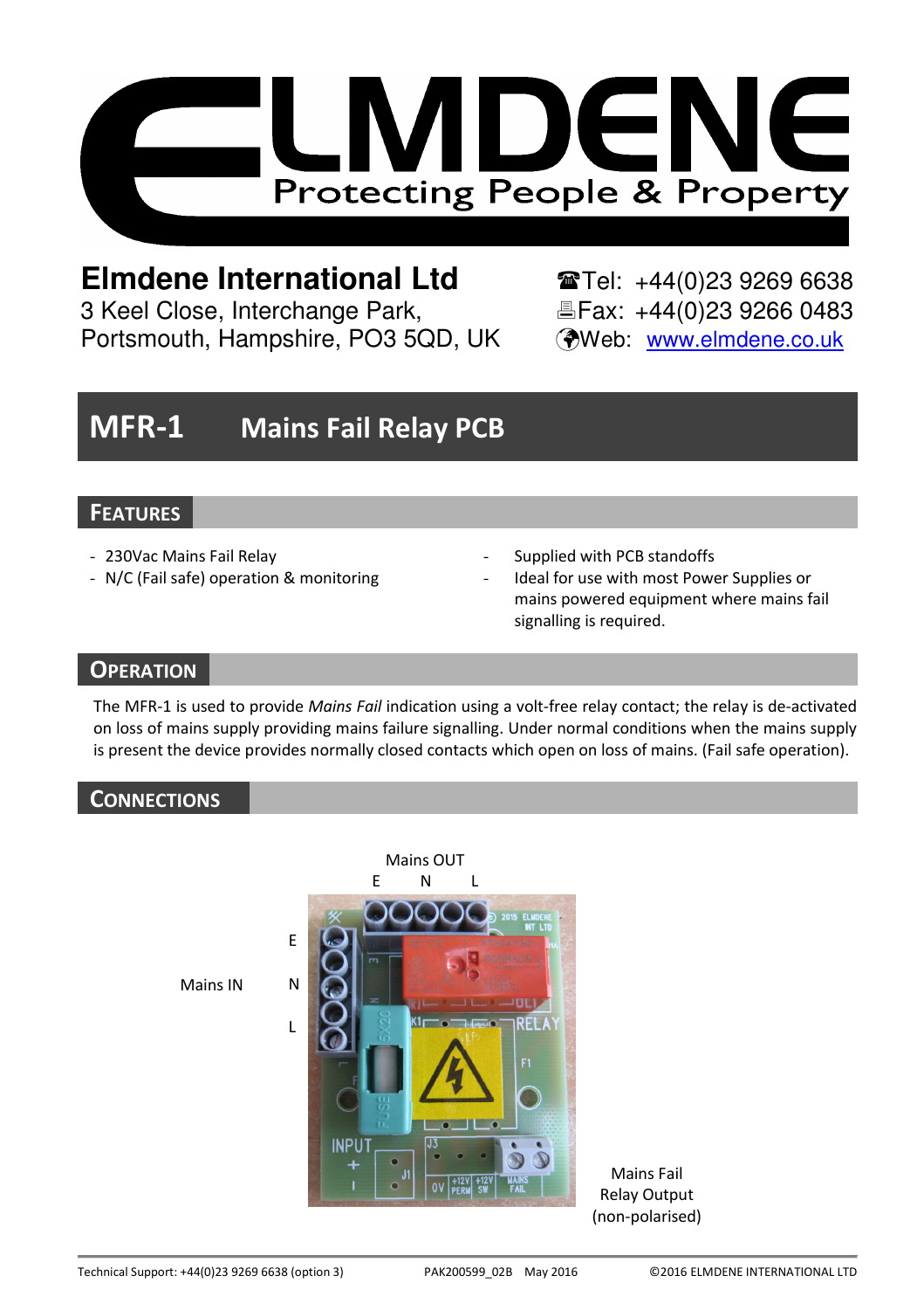# ELMDENE

Protecting People & Property

**Elmdene International Ltd**
3 Keel Close, Interchange Park,
Portsmouth, Hampshire, PO3 5QD, UK

☎Tel: +44(0)23 9269 6638
🖷Fax: +44(0)23 9266 0483
Web: www.elmdene.co.uk

# MFR-1 Mains Fail Relay PCB

## FEATURES

- 230Vac Mains Fail Relay
- N/C (Fail safe) operation & monitoring
- Supplied with PCB standoffs
- Ideal for use with most Power Supplies or mains powered equipment where mains fail signalling is required.

## OPERATION

The MFR-1 is used to provide *Mains Fail* indication using a volt-free relay contact; the relay is de-activated on loss of mains supply providing mains failure signalling. Under normal conditions when the mains supply is present the device provides normally closed contacts which open on loss of mains. (Fail safe operation).

## CONNECTIONS

Mains OUT
E N L

Mains IN
E
N
L

Mains Fail
Relay Output
(non-polarised)

Technical Support: +44(0)23 9269 6638 (option 3) PAK200599_02B May 2016 ©2016 ELMDENE INTERNATIONAL LTD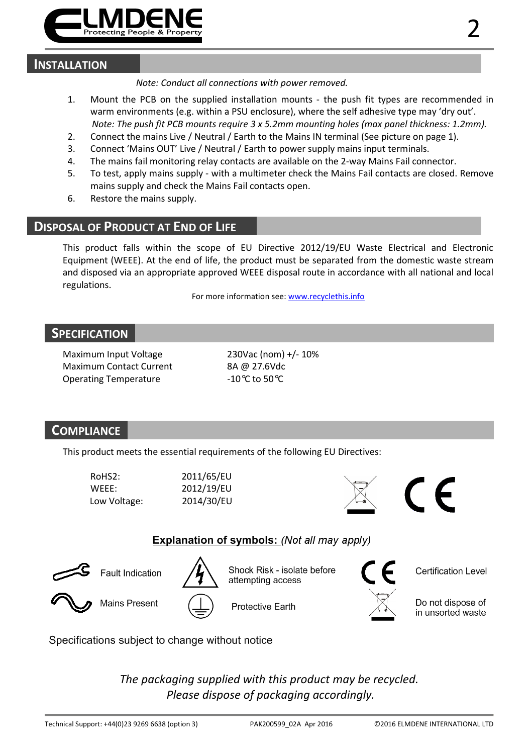## Installation

*Note: Conduct all connections with power removed.*

1. Mount the PCB on the supplied installation mounts - the push fit types are recommended in warm environments (e.g. within a PSU enclosure), where the self adhesive type may 'dry out'.
   *Note: The push fit PCB mounts require 3 x 5.2mm mounting holes (max panel thickness: 1.2mm).*
2. Connect the mains Live / Neutral / Earth to the Mains IN terminal (See picture on page 1).
3. Connect 'Mains OUT' Live / Neutral / Earth to power supply mains input terminals.
4. The mains fail monitoring relay contacts are available on the 2-way Mains Fail connector.
5. To test, apply mains supply - with a multimeter check the Mains Fail contacts are closed. Remove mains supply and check the Mains Fail contacts open.
6. Restore the mains supply.

## Disposal of Product at End of Life

This product falls within the scope of EU Directive 2012/19/EU Waste Electrical and Electronic Equipment (WEEE). At the end of life, the product must be separated from the domestic waste stream and disposed via an appropriate approved WEEE disposal route in accordance with all national and local regulations.

For more information see: www.recyclethis.info

## Specification

| | |
|---|---|
| Maximum Input Voltage | 230Vac (nom) +/- 10% |
| Maximum Contact Current | 8A @ 27.6Vdc |
| Operating Temperature | -10℃ to 50℃ |

## Compliance

This product meets the essential requirements of the following EU Directives:

| | |
|---|---|
| RoHS2: | 2011/65/EU |
| WEEE: | 2012/19/EU |
| Low Voltage: | 2014/30/EU |

**Explanation of symbols:** *(Not all may apply)*

Fault Indication

Mains Present

Shock Risk - isolate before attempting access

Protective Earth

Certification Level

Do not dispose of in unsorted waste

Specifications subject to change without notice

*The packaging supplied with this product may be recycled.*
*Please dispose of packaging accordingly.*

Technical Support: +44(0)23 9269 6638 (option 3) PAK200599_02A Apr 2016 ©2016 ELMDENE INTERNATIONAL LTD